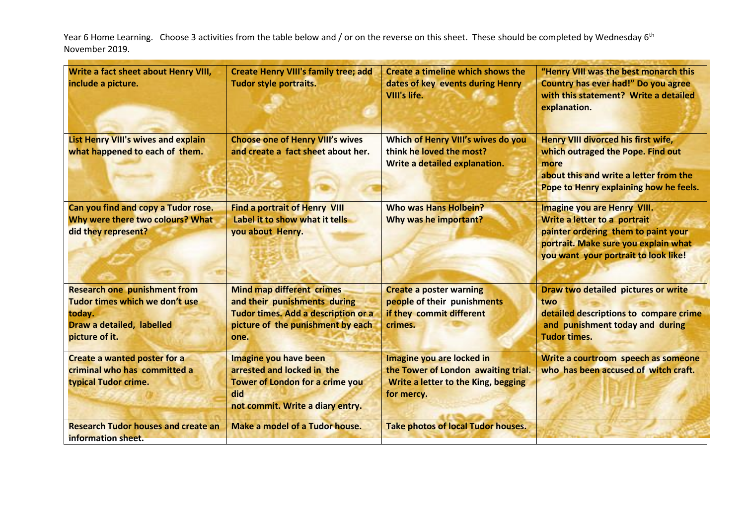Year 6 Home Learning. Choose 3 activities from the table below and / or on the reverse on this sheet. These should be completed by Wednesday 6th November 2019.

| | | | |
|---|---|---|---|
| **Write a fact sheet about Henry VIII, include a picture.** | **Create Henry VIII's family tree; add Tudor style portraits.** | **Create a timeline which shows the dates of key events during Henry VIII's life.** | **"Henry VIII was the best monarch this Country has ever had!" Do you agree with this statement? Write a detailed explanation.** |
| **List Henry VIII's wives and explain what happened to each of them.** | **Choose one of Henry VIII's wives and create a fact sheet about her.** | **Which of Henry VIII's wives do you think he loved the most? Write a detailed explanation.** | **Henry VIII divorced his first wife, which outraged the Pope. Find out more about this and write a letter from the Pope to Henry explaining how he feels.** |
| **Can you find and copy a Tudor rose. Why were there two colours? What did they represent?** | **Find a portrait of Henry VIII Label it to show what it tells you about Henry.** | **Who was Hans Holbein? Why was he important?** | **Imagine you are Henry VIII. Write a letter to a portrait painter ordering them to paint your portrait. Make sure you explain what you want your portrait to look like!** |
| **Research one punishment from Tudor times which we don't use today. Draw a detailed, labelled picture of it.** | **Mind map different crimes and their punishments during Tudor times. Add a description or a picture of the punishment by each one.** | **Create a poster warning people of their punishments if they commit different crimes.** | **Draw two detailed pictures or write two detailed descriptions to compare crime and punishment today and during Tudor times.** |
| **Create a wanted poster for a criminal who has committed a typical Tudor crime.** | **Imagine you have been arrested and locked in the Tower of London for a crime you did not commit. Write a diary entry.** | **Imagine you are locked in the Tower of London awaiting trial. Write a letter to the King, begging for mercy.** | **Write a courtroom speech as someone who has been accused of witch craft.** |
| **Research Tudor houses and create an information sheet.** | **Make a model of a Tudor house.** | **Take photos of local Tudor houses.** | |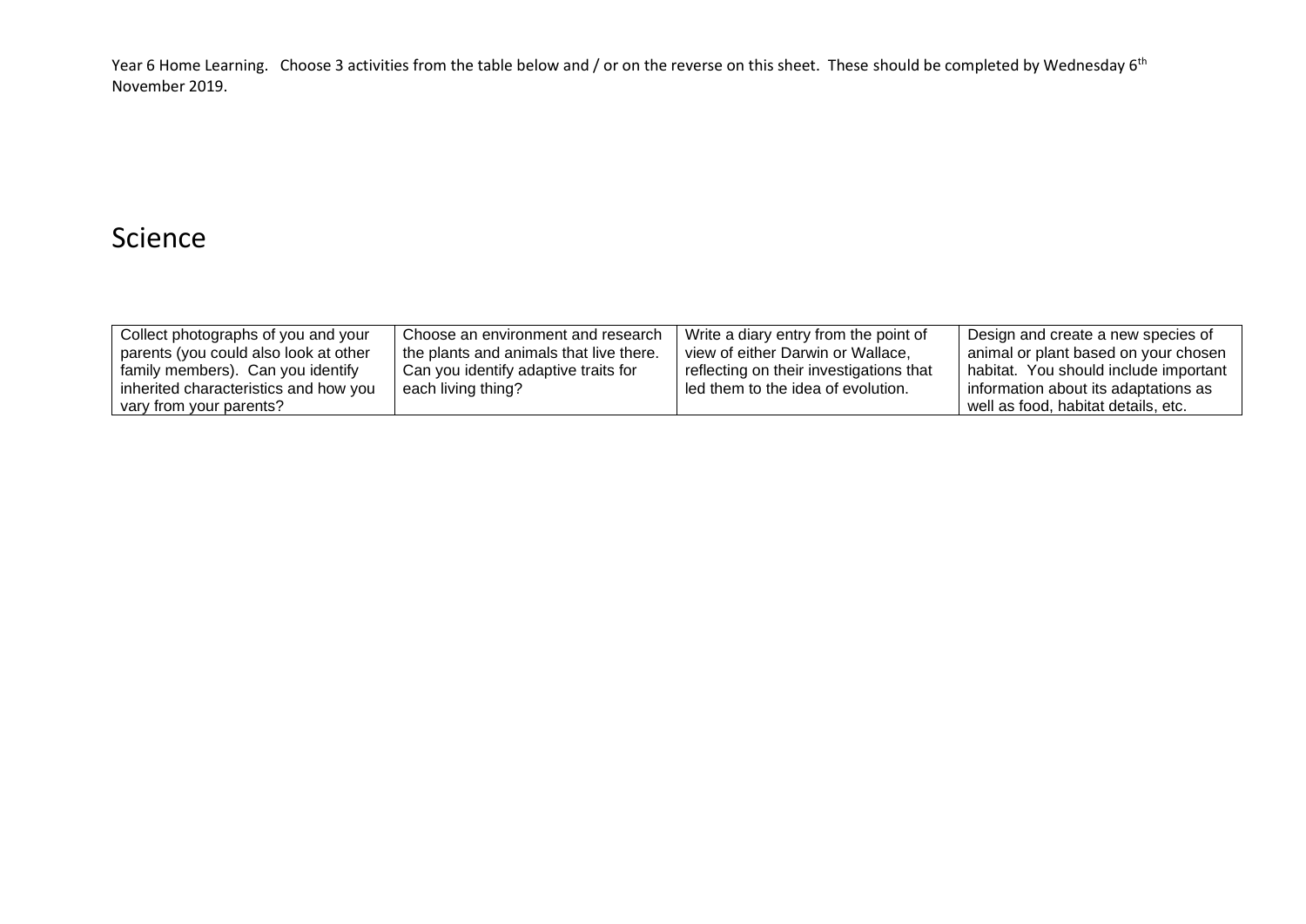Year 6 Home Learning. Choose 3 activities from the table below and / or on the reverse on this sheet. These should be completed by Wednesday 6th November 2019.

## Science

| | | | |
|---|---|---|---|
| Collect photographs of you and your parents (you could also look at other family members). Can you identify inherited characteristics and how you vary from your parents? | Choose an environment and research the plants and animals that live there. Can you identify adaptive traits for each living thing? | Write a diary entry from the point of view of either Darwin or Wallace, reflecting on their investigations that led them to the idea of evolution. | Design and create a new species of animal or plant based on your chosen habitat. You should include important information about its adaptations as well as food, habitat details, etc. |